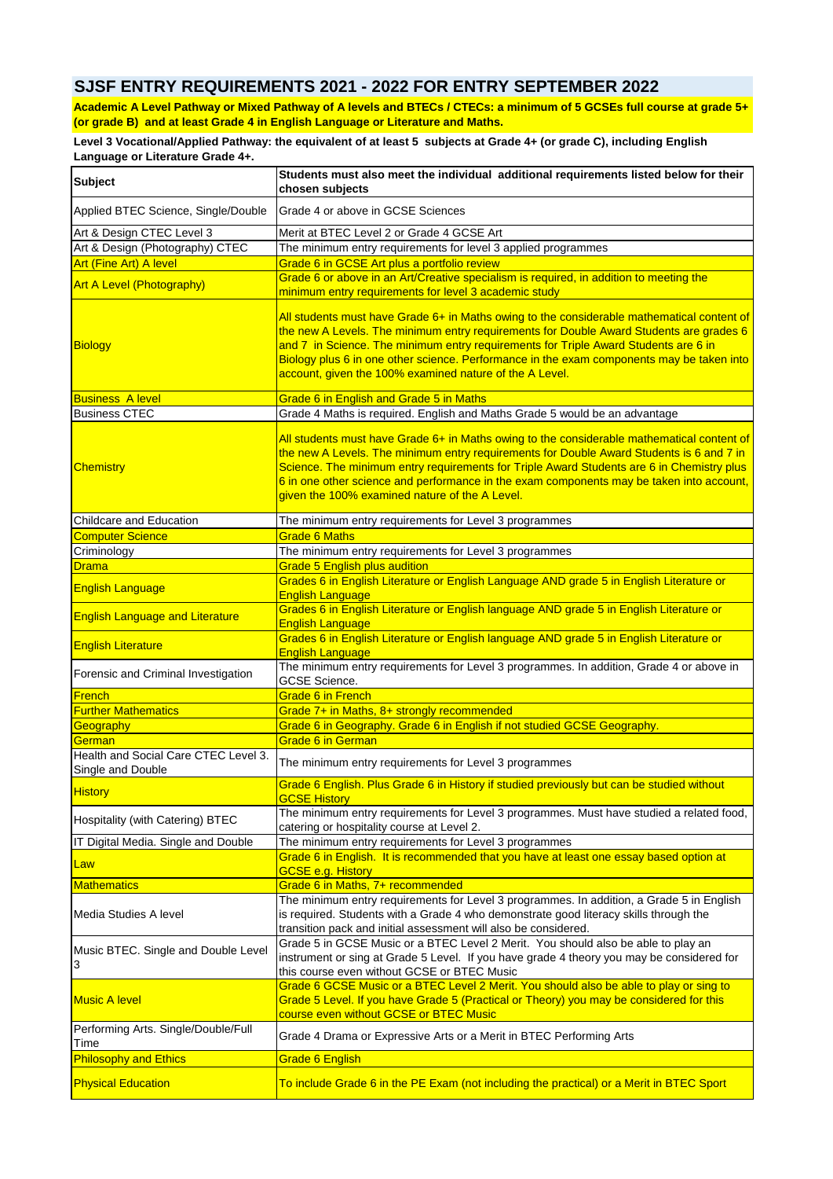## SJSF ENTRY REQUIREMENTS 2021 - 2022 FOR ENTRY SEPTEMBER 2022

**Academic A Level Pathway or Mixed Pathway of A levels and BTECs / CTECs: a minimum of 5 GCSEs full course at grade 5+ (or grade B) and at least Grade 4 in English Language or Literature and Maths.**

**Level 3 Vocational/Applied Pathway: the equivalent of at least 5 subjects at Grade 4+ (or grade C), including English Language or Literature Grade 4+.**

| Subject | Students must also meet the individual additional requirements listed below for their chosen subjects |
|---|---|
| Applied BTEC Science, Single/Double | Grade 4 or above in GCSE Sciences |
| Art & Design CTEC Level 3 | Merit at BTEC Level 2 or Grade 4 GCSE Art |
| Art & Design (Photography) CTEC | The minimum entry requirements for level 3 applied programmes |
| Art (Fine Art) A level | Grade 6 in GCSE Art plus a portfolio review |
| Art A Level (Photography) | Grade 6 or above in an Art/Creative specialism is required, in addition to meeting the minimum entry requirements for level 3 academic study |
| Biology | All students must have Grade 6+ in Maths owing to the considerable mathematical content of the new A Levels. The minimum entry requirements for Double Award Students are grades 6 and 7 in Science. The minimum entry requirements for Triple Award Students are 6 in Biology plus 6 in one other science. Performance in the exam components may be taken into account, given the 100% examined nature of the A Level. |
| Business A level | Grade 6 in English and Grade 5 in Maths |
| Business CTEC | Grade 4 Maths is required. English and Maths Grade 5 would be an advantage |
| Chemistry | All students must have Grade 6+ in Maths owing to the considerable mathematical content of the new A Levels. The minimum entry requirements for Double Award Students is 6 and 7 in Science. The minimum entry requirements for Triple Award Students are 6 in Chemistry plus 6 in one other science and performance in the exam components may be taken into account, given the 100% examined nature of the A Level. |
| Childcare and Education | The minimum entry requirements for Level 3 programmes |
| Computer Science | Grade 6 Maths |
| Criminology | The minimum entry requirements for Level 3 programmes |
| Drama | Grade 5 English plus audition |
| English Language | Grades 6 in English Literature or English Language AND grade 5 in English Literature or English Language |
| English Language and Literature | Grades 6 in English Literature or English language AND grade 5 in English Literature or English Language |
| English Literature | Grades 6 in English Literature or English language AND grade 5 in English Literature or English Language |
| Forensic and Criminal Investigation | The minimum entry requirements for Level 3 programmes. In addition, Grade 4 or above in GCSE Science. |
| French | Grade 6 in French |
| Further Mathematics | Grade 7+ in Maths, 8+ strongly recommended |
| Geography | Grade 6 in Geography. Grade 6 in English if not studied GCSE Geography. |
| German | Grade 6 in German |
| Health and Social Care CTEC Level 3. Single and Double | The minimum entry requirements for Level 3 programmes |
| History | Grade 6 English. Plus Grade 6 in History if studied previously but can be studied without GCSE History |
| Hospitality (with Catering) BTEC | The minimum entry requirements for Level 3 programmes. Must have studied a related food, catering or hospitality course at Level 2. |
| IT Digital Media. Single and Double | The minimum entry requirements for Level 3 programmes |
| Law | Grade 6 in English. It is recommended that you have at least one essay based option at GCSE e.g. History |
| Mathematics | Grade 6 in Maths, 7+ recommended |
| Media Studies A level | The minimum entry requirements for Level 3 programmes. In addition, a Grade 5 in English is required. Students with a Grade 4 who demonstrate good literacy skills through the transition pack and initial assessment will also be considered. |
| Music BTEC. Single and Double Level 3 | Grade 5 in GCSE Music or a BTEC Level 2 Merit. You should also be able to play an instrument or sing at Grade 5 Level. If you have grade 4 theory you may be considered for this course even without GCSE or BTEC Music |
| Music A level | Grade 6 GCSE Music or a BTEC Level 2 Merit. You should also be able to play or sing to Grade 5 Level. If you have Grade 5 (Practical or Theory) you may be considered for this course even without GCSE or BTEC Music |
| Performing Arts. Single/Double/Full Time | Grade 4 Drama or Expressive Arts or a Merit in BTEC Performing Arts |
| Philosophy and Ethics | Grade 6 English |
| Physical Education | To include Grade 6 in the PE Exam (not including the practical) or a Merit in BTEC Sport |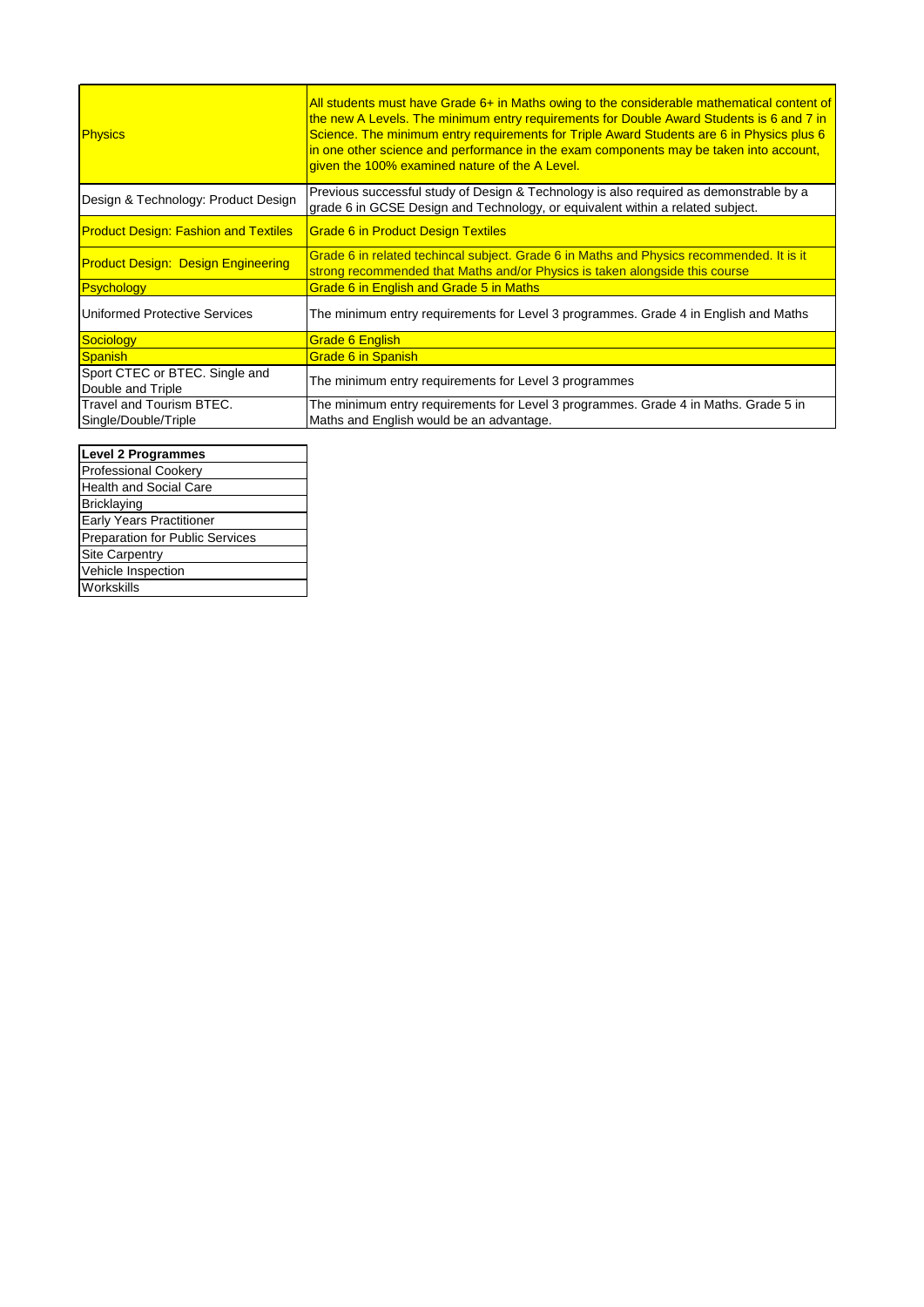| | |
|---|---|
| Physics | All students must have Grade 6+ in Maths owing to the considerable mathematical content of the new A Levels. The minimum entry requirements for Double Award Students is 6 and 7 in Science. The minimum entry requirements for Triple Award Students are 6 in Physics plus 6 in one other science and performance in the exam components may be taken into account, given the 100% examined nature of the A Level. |
| Design & Technology: Product Design | Previous successful study of Design & Technology is also required as demonstrable by a grade 6 in GCSE Design and Technology, or equivalent within a related subject. |
| Product Design: Fashion and Textiles | Grade 6 in Product Design Textiles |
| Product Design: Design Engineering | Grade 6 in related techincal subject. Grade 6 in Maths and Physics recommended. It is it strong recommended that Maths and/or Physics is taken alongside this course |
| Psychology | Grade 6 in English and Grade 5 in Maths |
| Uniformed Protective Services | The minimum entry requirements for Level 3 programmes. Grade 4 in English and Maths |
| Sociology | Grade 6 English |
| Spanish | Grade 6 in Spanish |
| Sport CTEC or BTEC. Single and Double and Triple | The minimum entry requirements for Level 3 programmes |
| Travel and Tourism BTEC. Single/Double/Triple | The minimum entry requirements for Level 3 programmes. Grade 4 in Maths. Grade 5 in Maths and English would be an advantage. |

| **Level 2 Programmes** |
|---|
| Professional Cookery |
| Health and Social Care |
| Bricklaying |
| Early Years Practitioner |
| Preparation for Public Services |
| Site Carpentry |
| Vehicle Inspection |
| Workskills |